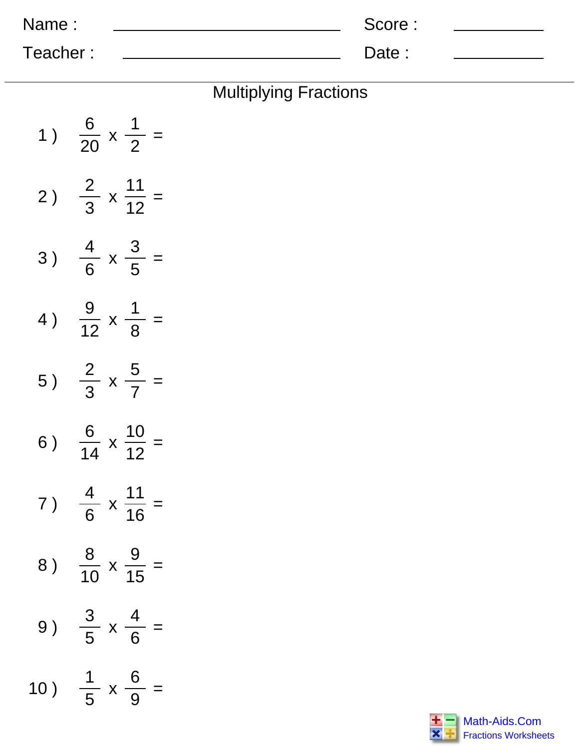Name : ______________________________ Score : ____________

Teacher : ____________________________ Date : ____________

## Multiplying Fractions

1 ) $\frac{6}{20} \times \frac{1}{2} =$

2 ) $\frac{2}{3} \times \frac{11}{12} =$

3 ) $\frac{4}{6} \times \frac{3}{5} =$

4 ) $\frac{9}{12} \times \frac{1}{8} =$

5 ) $\frac{2}{3} \times \frac{5}{7} =$

6 ) $\frac{6}{14} \times \frac{10}{12} =$

7 ) $\frac{4}{6} \times \frac{11}{16} =$

8 ) $\frac{8}{10} \times \frac{9}{15} =$

9 ) $\frac{3}{5} \times \frac{4}{6} =$

10 ) $\frac{1}{5} \times \frac{6}{9} =$

Math-Aids.Com
Fractions Worksheets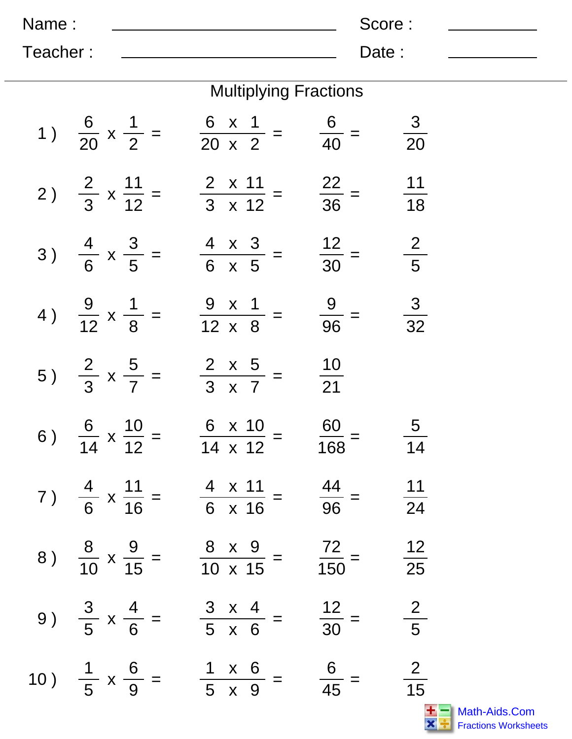Name : ______________________ Score : __________

Teacher : ______________________ Date : __________

## Multiplying Fractions

1 ) $\frac{6}{20} \times \frac{1}{2} = \frac{6 \times 1}{20 \times 2} = \frac{6}{40} = \frac{3}{20}$

2 ) $\frac{2}{3} \times \frac{11}{12} = \frac{2 \times 11}{3 \times 12} = \frac{22}{36} = \frac{11}{18}$

3 ) $\frac{4}{6} \times \frac{3}{5} = \frac{4 \times 3}{6 \times 5} = \frac{12}{30} = \frac{2}{5}$

4 ) $\frac{9}{12} \times \frac{1}{8} = \frac{9 \times 1}{12 \times 8} = \frac{9}{96} = \frac{3}{32}$

5 ) $\frac{2}{3} \times \frac{5}{7} = \frac{2 \times 5}{3 \times 7} = \frac{10}{21}$

6 ) $\frac{6}{14} \times \frac{10}{12} = \frac{6 \times 10}{14 \times 12} = \frac{60}{168} = \frac{5}{14}$

7 ) $\frac{4}{6} \times \frac{11}{16} = \frac{4 \times 11}{6 \times 16} = \frac{44}{96} = \frac{11}{24}$

8 ) $\frac{8}{10} \times \frac{9}{15} = \frac{8 \times 9}{10 \times 15} = \frac{72}{150} = \frac{12}{25}$

9 ) $\frac{3}{5} \times \frac{4}{6} = \frac{3 \times 4}{5 \times 6} = \frac{12}{30} = \frac{2}{5}$

10 ) $\frac{1}{5} \times \frac{6}{9} = \frac{1 \times 6}{5 \times 9} = \frac{6}{45} = \frac{2}{15}$

Math-Aids.Com
Fractions Worksheets